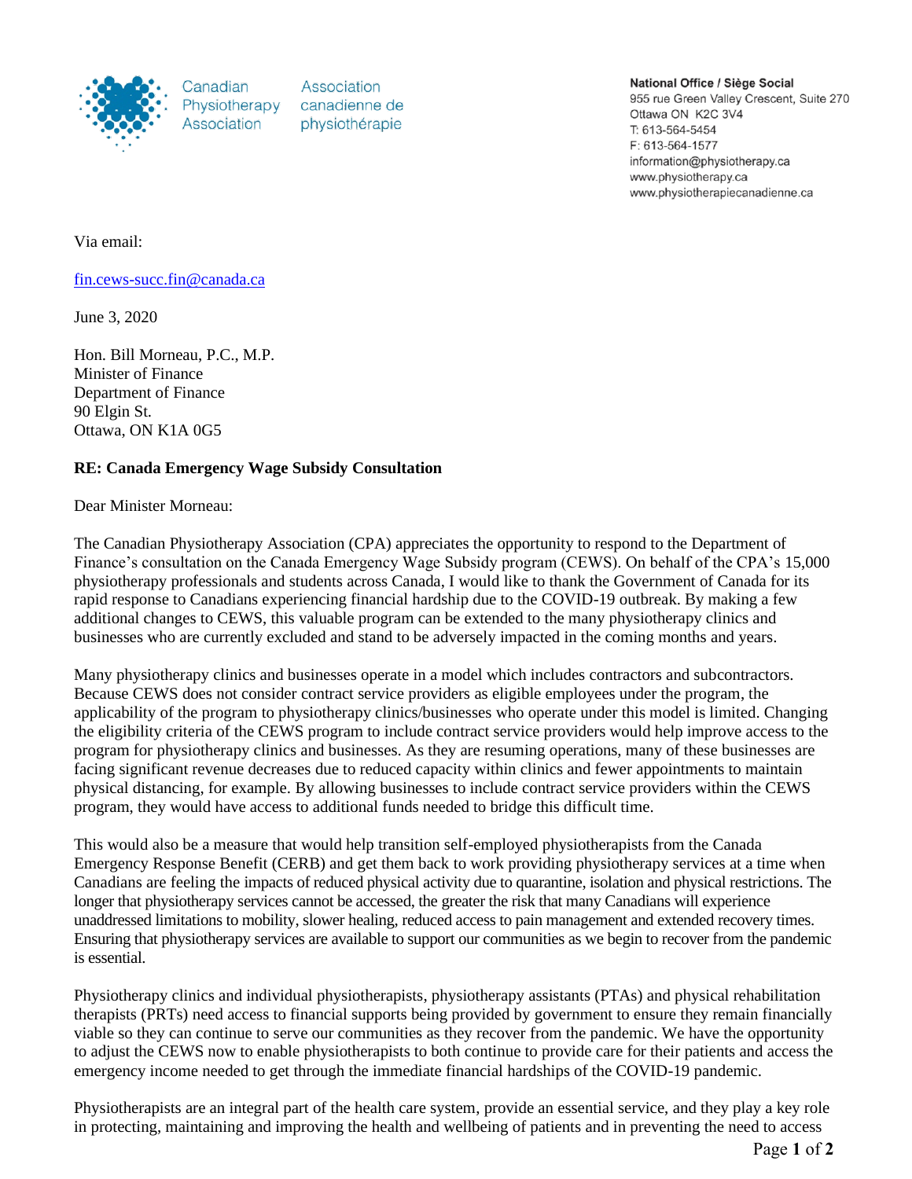Canadian Physiotherapy Association | Association canadienne de physiothérapie

**National Office / Siège Social**
955 rue Green Valley Crescent, Suite 270
Ottawa ON K2C 3V4
T: 613-564-5454
F: 613-564-1577
information@physiotherapy.ca
www.physiotherapy.ca
www.physiotherapiecanadienne.ca

Via email:

fin.cews-succ.fin@canada.ca

June 3, 2020

Hon. Bill Morneau, P.C., M.P.
Minister of Finance
Department of Finance
90 Elgin St.
Ottawa, ON K1A 0G5

**RE: Canada Emergency Wage Subsidy Consultation**

Dear Minister Morneau:

The Canadian Physiotherapy Association (CPA) appreciates the opportunity to respond to the Department of Finance's consultation on the Canada Emergency Wage Subsidy program (CEWS). On behalf of the CPA's 15,000 physiotherapy professionals and students across Canada, I would like to thank the Government of Canada for its rapid response to Canadians experiencing financial hardship due to the COVID-19 outbreak. By making a few additional changes to CEWS, this valuable program can be extended to the many physiotherapy clinics and businesses who are currently excluded and stand to be adversely impacted in the coming months and years.

Many physiotherapy clinics and businesses operate in a model which includes contractors and subcontractors. Because CEWS does not consider contract service providers as eligible employees under the program, the applicability of the program to physiotherapy clinics/businesses who operate under this model is limited. Changing the eligibility criteria of the CEWS program to include contract service providers would help improve access to the program for physiotherapy clinics and businesses. As they are resuming operations, many of these businesses are facing significant revenue decreases due to reduced capacity within clinics and fewer appointments to maintain physical distancing, for example. By allowing businesses to include contract service providers within the CEWS program, they would have access to additional funds needed to bridge this difficult time.

This would also be a measure that would help transition self-employed physiotherapists from the Canada Emergency Response Benefit (CERB) and get them back to work providing physiotherapy services at a time when Canadians are feeling the impacts of reduced physical activity due to quarantine, isolation and physical restrictions. The longer that physiotherapy services cannot be accessed, the greater the risk that many Canadians will experience unaddressed limitations to mobility, slower healing, reduced access to pain management and extended recovery times. Ensuring that physiotherapy services are available to support our communities as we begin to recover from the pandemic is essential.

Physiotherapy clinics and individual physiotherapists, physiotherapy assistants (PTAs) and physical rehabilitation therapists (PRTs) need access to financial supports being provided by government to ensure they remain financially viable so they can continue to serve our communities as they recover from the pandemic. We have the opportunity to adjust the CEWS now to enable physiotherapists to both continue to provide care for their patients and access the emergency income needed to get through the immediate financial hardships of the COVID-19 pandemic.

Physiotherapists are an integral part of the health care system, provide an essential service, and they play a key role in protecting, maintaining and improving the health and wellbeing of patients and in preventing the need to access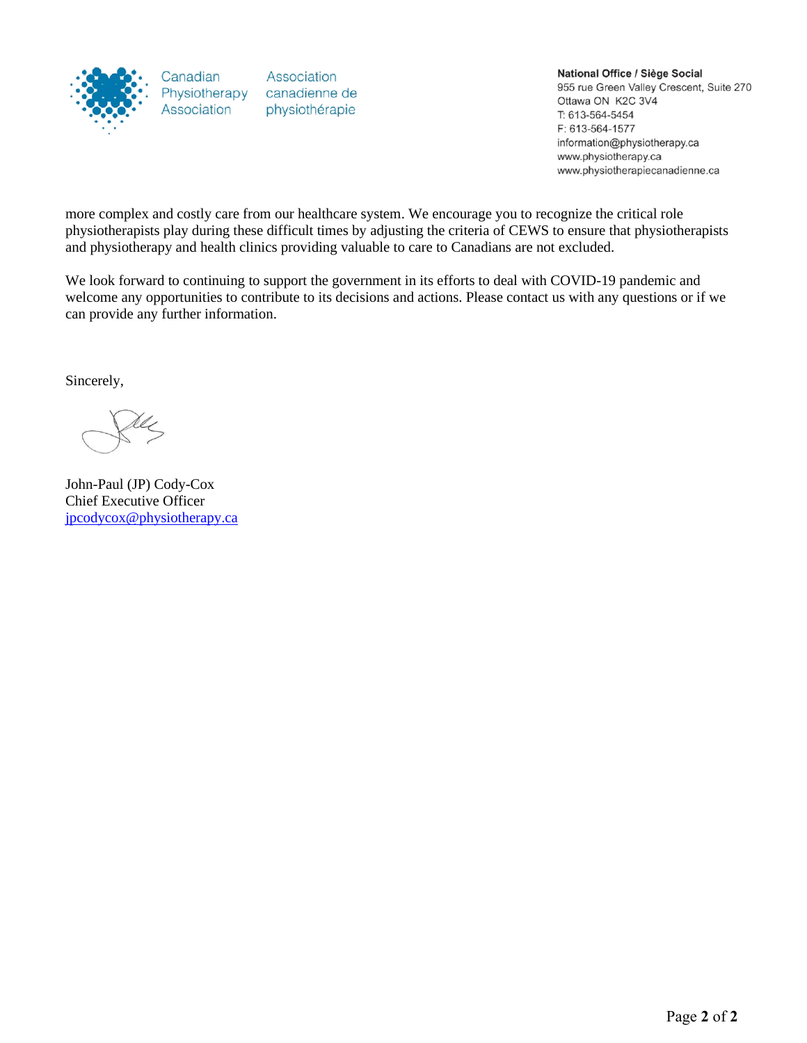Canadian Physiotherapy Association | Association canadienne de physiothérapie

**National Office / Siège Social**
955 rue Green Valley Crescent, Suite 270
Ottawa ON K2C 3V4
T: 613-564-5454
F: 613-564-1577
information@physiotherapy.ca
www.physiotherapy.ca
www.physiotherapiecanadienne.ca

more complex and costly care from our healthcare system. We encourage you to recognize the critical role physiotherapists play during these difficult times by adjusting the criteria of CEWS to ensure that physiotherapists and physiotherapy and health clinics providing valuable to care to Canadians are not excluded.

We look forward to continuing to support the government in its efforts to deal with COVID-19 pandemic and welcome any opportunities to contribute to its decisions and actions. Please contact us with any questions or if we can provide any further information.

Sincerely,

John-Paul (JP) Cody-Cox
Chief Executive Officer
jpcodycox@physiotherapy.ca